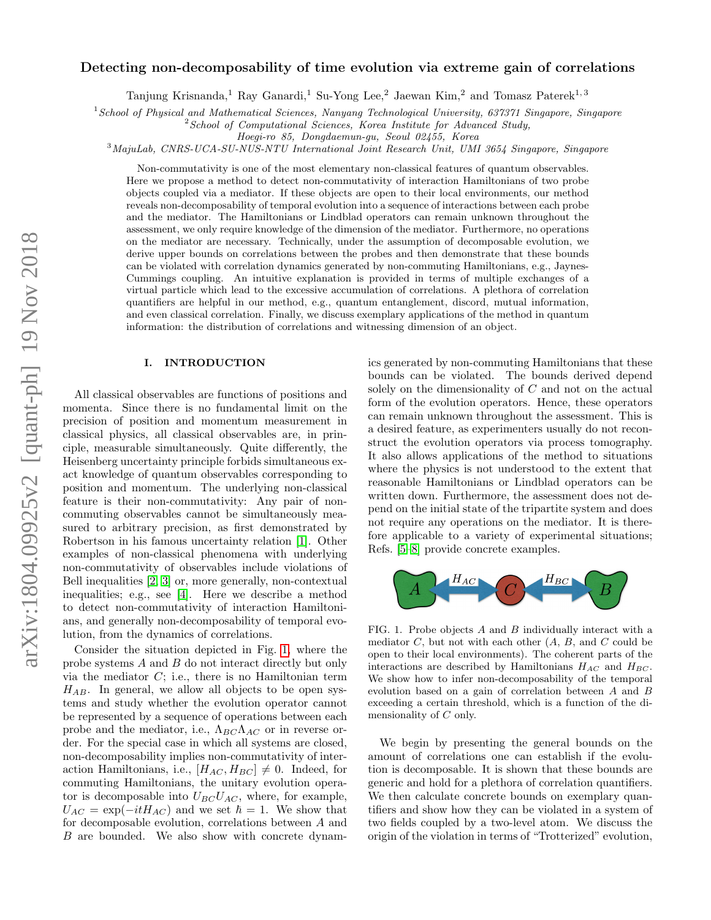# Detecting non-decomposability of time evolution via extreme gain of correlations

Tanjung Krisnanda,[1] Ray Ganardi,[1] Su-Yong Lee,[2] Jaewan Kim,[2] and Tomasz Paterek[1,3]

[1] *School of Physical and Mathematical Sciences, Nanyang Technological University, 637371 Singapore, Singapore*
[2] *School of Computational Sciences, Korea Institute for Advanced Study, Hoegi-ro 85, Dongdaemun-gu, Seoul 02455, Korea*
[3] *MajuLab, CNRS-UCA-SU-NUS-NTU International Joint Research Unit, UMI 3654 Singapore, Singapore*

Non-commutativity is one of the most elementary non-classical features of quantum observables. Here we propose a method to detect non-commutativity of interaction Hamiltonians of two probe objects coupled via a mediator. If these objects are open to their local environments, our method reveals non-decomposability of temporal evolution into a sequence of interactions between each probe and the mediator. The Hamiltonians or Lindblad operators can remain unknown throughout the assessment, we only require knowledge of the dimension of the mediator. Furthermore, no operations on the mediator are necessary. Technically, under the assumption of decomposable evolution, we derive upper bounds on correlations between the probes and then demonstrate that these bounds can be violated with correlation dynamics generated by non-commuting Hamiltonians, e.g., Jaynes-Cummings coupling. An intuitive explanation is provided in terms of multiple exchanges of a virtual particle which lead to the excessive accumulation of correlations. A plethora of correlation quantifiers are helpful in our method, e.g., quantum entanglement, discord, mutual information, and even classical correlation. Finally, we discuss exemplary applications of the method in quantum information: the distribution of correlations and witnessing dimension of an object.

## I. INTRODUCTION

All classical observables are functions of positions and momenta. Since there is no fundamental limit on the precision of position and momentum measurement in classical physics, all classical observables are, in principle, measurable simultaneously. Quite differently, the Heisenberg uncertainty principle forbids simultaneous exact knowledge of quantum observables corresponding to position and momentum. The underlying non-classical feature is their non-commutativity: Any pair of non-commuting observables cannot be simultaneously measured to arbitrary precision, as first demonstrated by Robertson in his famous uncertainty relation [1]. Other examples of non-classical phenomena with underlying non-commutativity of observables include violations of Bell inequalities [2, 3] or, more generally, non-contextual inequalities; e.g., see [4]. Here we describe a method to detect non-commutativity of interaction Hamiltonians, and generally non-decomposability of temporal evolution, from the dynamics of correlations.

Consider the situation depicted in Fig. 1, where the probe systems $A$ and $B$ do not interact directly but only via the mediator $C$; i.e., there is no Hamiltonian term $H_{AB}$. In general, we allow all objects to be open systems and study whether the evolution operator cannot be represented by a sequence of operations between each probe and the mediator, i.e., $\Lambda_{BC}\Lambda_{AC}$ or in reverse order. For the special case in which all systems are closed, non-decomposability implies non-commutativity of interaction Hamiltonians, i.e., $[H_{AC}, H_{BC}] \neq 0$. Indeed, for commuting Hamiltonians, the unitary evolution operator is decomposable into $U_{BC}U_{AC}$, where, for example, $U_{AC} = \exp(-itH_{AC})$ and we set $\hbar = 1$. We show that for decomposable evolution, correlations between $A$ and $B$ are bounded. We also show with concrete dynamics generated by non-commuting Hamiltonians that these bounds can be violated. The bounds derived depend solely on the dimensionality of $C$ and not on the actual form of the evolution operators. Hence, these operators can remain unknown throughout the assessment. This is a desired feature, as experimenters usually do not reconstruct the evolution operators via process tomography. It also allows applications of the method to situations where the physics is not understood to the extent that reasonable Hamiltonians or Lindblad operators can be written down. Furthermore, the assessment does not depend on the initial state of the tripartite system and does not require any operations on the mediator. It is therefore applicable to a variety of experimental situations; Refs. [5–8] provide concrete examples.

FIG. 1. Probe objects $A$ and $B$ individually interact with a mediator $C$, but not with each other ($A$, $B$, and $C$ could be open to their local environments). The coherent parts of the interactions are described by Hamiltonians $H_{AC}$ and $H_{BC}$. We show how to infer non-decomposability of the temporal evolution based on a gain of correlation between $A$ and $B$ exceeding a certain threshold, which is a function of the dimensionality of $C$ only.

We begin by presenting the general bounds on the amount of correlations one can establish if the evolution is decomposable. It is shown that these bounds are generic and hold for a plethora of correlation quantifiers. We then calculate concrete bounds on exemplary quantifiers and show how they can be violated in a system of two fields coupled by a two-level atom. We discuss the origin of the violation in terms of "Trotterized" evolution,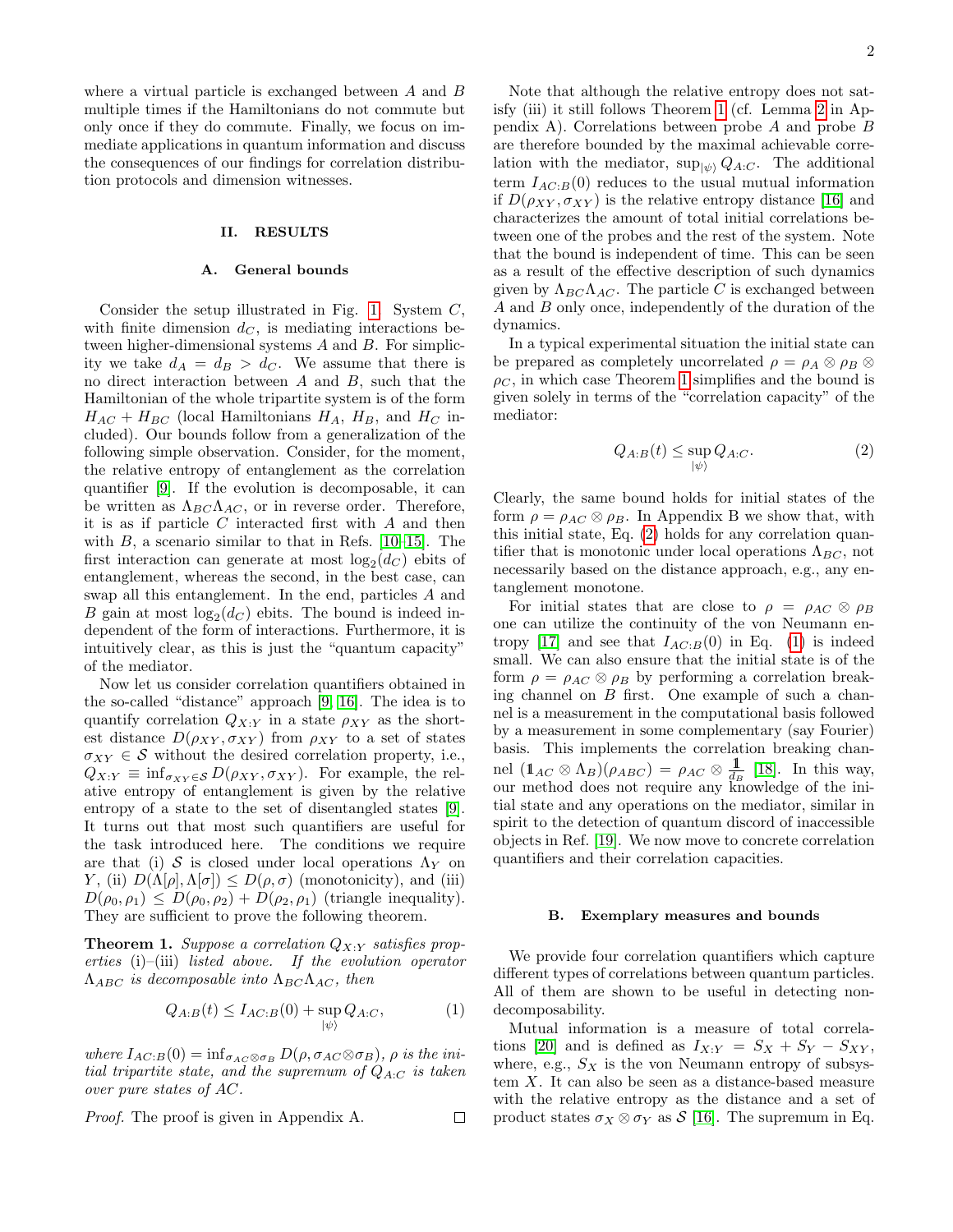where a virtual particle is exchanged between $A$ and $B$ multiple times if the Hamiltonians do not commute but only once if they do commute. Finally, we focus on immediate applications in quantum information and discuss the consequences of our findings for correlation distribution protocols and dimension witnesses.

## II. RESULTS

### A. General bounds

Consider the setup illustrated in Fig. 1. System $C$, with finite dimension $d_C$, is mediating interactions between higher-dimensional systems $A$ and $B$. For simplicity we take $d_A = d_B > d_C$. We assume that there is no direct interaction between $A$ and $B$, such that the Hamiltonian of the whole tripartite system is of the form $H_{AC} + H_{BC}$ (local Hamiltonians $H_A$, $H_B$, and $H_C$ included). Our bounds follow from a generalization of the following simple observation. Consider, for the moment, the relative entropy of entanglement as the correlation quantifier [9]. If the evolution is decomposable, it can be written as $\Lambda_{BC}\Lambda_{AC}$, or in reverse order. Therefore, it is as if particle $C$ interacted first with $A$ and then with $B$, a scenario similar to that in Refs. [10–15]. The first interaction can generate at most $\log_2(d_C)$ ebits of entanglement, whereas the second, in the best case, can swap all this entanglement. In the end, particles $A$ and $B$ gain at most $\log_2(d_C)$ ebits. The bound is indeed independent of the form of interactions. Furthermore, it is intuitively clear, as this is just the "quantum capacity" of the mediator.

Now let us consider correlation quantifiers obtained in the so-called "distance" approach [9, 16]. The idea is to quantify correlation $Q_{X:Y}$ in a state $\rho_{XY}$ as the shortest distance $D(\rho_{XY}, \sigma_{XY})$ from $\rho_{XY}$ to a set of states $\sigma_{XY} \in \mathcal{S}$ without the desired correlation property, i.e., $Q_{X:Y} \equiv \inf_{\sigma_{XY}\in\mathcal{S}} D(\rho_{XY}, \sigma_{XY})$. For example, the relative entropy of entanglement is given by the relative entropy of a state to the set of disentangled states [9]. It turns out that most such quantifiers are useful for the task introduced here. The conditions we require are that (i) $\mathcal{S}$ is closed under local operations $\Lambda_Y$ on $Y$, (ii) $D(\Lambda[\rho], \Lambda[\sigma]) \leq D(\rho, \sigma)$ (monotonicity), and (iii) $D(\rho_0, \rho_1) \leq D(\rho_0, \rho_2) + D(\rho_2, \rho_1)$ (triangle inequality). They are sufficient to prove the following theorem.

**Theorem 1.** *Suppose a correlation $Q_{X:Y}$ satisfies properties* (i)–(iii) *listed above. If the evolution operator $\Lambda_{ABC}$ is decomposable into $\Lambda_{BC}\Lambda_{AC}$, then*

$$Q_{A:B}(t) \leq I_{AC:B}(0) + \sup_{|\psi\rangle} Q_{A:C}, \tag{1}$$

*where $I_{AC:B}(0) = \inf_{\sigma_{AC}\otimes\sigma_B} D(\rho, \sigma_{AC}\otimes\sigma_B)$, $\rho$ is the initial tripartite state, and the supremum of $Q_{A:C}$ is taken over pure states of $AC$.*

*Proof.* The proof is given in Appendix A. □

Note that although the relative entropy does not satisfy (iii) it still follows Theorem 1 (cf. Lemma 2 in Appendix A). Correlations between probe $A$ and probe $B$ are therefore bounded by the maximal achievable correlation with the mediator, $\sup_{|\psi\rangle} Q_{A:C}$. The additional term $I_{AC:B}(0)$ reduces to the usual mutual information if $D(\rho_{XY}, \sigma_{XY})$ is the relative entropy distance [16] and characterizes the amount of total initial correlations between one of the probes and the rest of the system. Note that the bound is independent of time. This can be seen as a result of the effective description of such dynamics given by $\Lambda_{BC}\Lambda_{AC}$. The particle $C$ is exchanged between $A$ and $B$ only once, independently of the duration of the dynamics.

In a typical experimental situation the initial state can be prepared as completely uncorrelated $\rho = \rho_A \otimes \rho_B \otimes \rho_C$, in which case Theorem 1 simplifies and the bound is given solely in terms of the "correlation capacity" of the mediator:

$$Q_{A:B}(t) \leq \sup_{|\psi\rangle} Q_{A:C}. \tag{2}$$

Clearly, the same bound holds for initial states of the form $\rho = \rho_{AC} \otimes \rho_B$. In Appendix B we show that, with this initial state, Eq. (2) holds for any correlation quantifier that is monotonic under local operations $\Lambda_{BC}$, not necessarily based on the distance approach, e.g., any entanglement monotone.

For initial states that are close to $\rho = \rho_{AC} \otimes \rho_B$ one can utilize the continuity of the von Neumann entropy [17] and see that $I_{AC:B}(0)$ in Eq. (1) is indeed small. We can also ensure that the initial state is of the form $\rho = \rho_{AC} \otimes \rho_B$ by performing a correlation breaking channel on $B$ first. One example of such a channel is a measurement in the computational basis followed by a measurement in some complementary (say Fourier) basis. This implements the correlation breaking channel $(\mathbb{1}_{AC} \otimes \Lambda_B)(\rho_{ABC}) = \rho_{AC} \otimes \frac{\mathbb{1}}{d_B}$ [18]. In this way, our method does not require any knowledge of the initial state and any operations on the mediator, similar in spirit to the detection of quantum discord of inaccessible objects in Ref. [19]. We now move to concrete correlation quantifiers and their correlation capacities.

### B. Exemplary measures and bounds

We provide four correlation quantifiers which capture different types of correlations between quantum particles. All of them are shown to be useful in detecting non-decomposability.

Mutual information is a measure of total correlations [20] and is defined as $I_{X:Y} = S_X + S_Y - S_{XY}$, where, e.g., $S_X$ is the von Neumann entropy of subsystem $X$. It can also be seen as a distance-based measure with the relative entropy as the distance and a set of product states $\sigma_X \otimes \sigma_Y$ as $\mathcal{S}$ [16]. The supremum in Eq.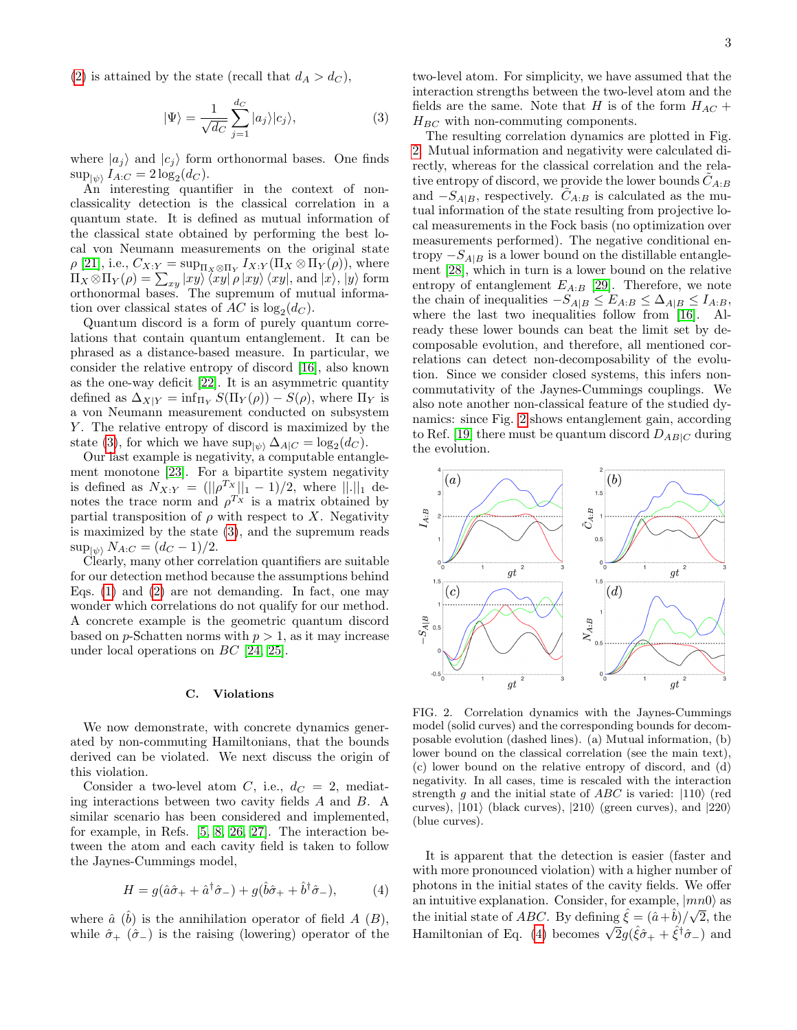(2) is attained by the state (recall that $d_A > d_C$),

$$|\Psi\rangle = \frac{1}{\sqrt{d_C}} \sum_{j=1}^{d_C} |a_j\rangle |c_j\rangle, \tag{3}$$

where $|a_j\rangle$ and $|c_j\rangle$ form orthonormal bases. One finds $\sup_{|\psi\rangle} I_{A:C} = 2\log_2(d_C)$.

An interesting quantifier in the context of non-classicality detection is the classical correlation in a quantum state. It is defined as mutual information of the classical state obtained by performing the best local von Neumann measurements on the original state $\rho$ [21], i.e., $C_{X:Y} = \sup_{\Pi_X \otimes \Pi_Y} I_{X:Y}(\Pi_X \otimes \Pi_Y(\rho))$, where $\Pi_X \otimes \Pi_Y(\rho) = \sum_{xy} |xy\rangle \langle xy| \rho |xy\rangle \langle xy|$, and $|x\rangle$, $|y\rangle$ form orthonormal bases. The supremum of mutual information over classical states of $AC$ is $\log_2(d_C)$.

Quantum discord is a form of purely quantum correlations that contain quantum entanglement. It can be phrased as a distance-based measure. In particular, we consider the relative entropy of discord [16], also known as the one-way deficit [22]. It is an asymmetric quantity defined as $\Delta_{X|Y} = \inf_{\Pi_Y} S(\Pi_Y(\rho)) - S(\rho)$, where $\Pi_Y$ is a von Neumann measurement conducted on subsystem $Y$. The relative entropy of discord is maximized by the state (3), for which we have $\sup_{|\psi\rangle} \Delta_{A|C} = \log_2(d_C)$.

Our last example is negativity, a computable entanglement monotone [23]. For a bipartite system negativity is defined as $N_{X:Y} = (||\rho^{T_X}||_1 - 1)/2$, where $||.||_1$ denotes the trace norm and $\rho^{T_X}$ is a matrix obtained by partial transposition of $\rho$ with respect to $X$. Negativity is maximized by the state (3), and the supremum reads $\sup_{|\psi\rangle} N_{A:C} = (d_C - 1)/2$.

Clearly, many other correlation quantifiers are suitable for our detection method because the assumptions behind Eqs. (1) and (2) are not demanding. In fact, one may wonder which correlations do not qualify for our method. A concrete example is the geometric quantum discord based on $p$-Schatten norms with $p > 1$, as it may increase under local operations on $BC$ [24, 25].

### C. Violations

We now demonstrate, with concrete dynamics generated by non-commuting Hamiltonians, that the bounds derived can be violated. We next discuss the origin of this violation.

Consider a two-level atom $C$, i.e., $d_C = 2$, mediating interactions between two cavity fields $A$ and $B$. A similar scenario has been considered and implemented, for example, in Refs. [5, 8, 26, 27]. The interaction between the atom and each cavity field is taken to follow the Jaynes-Cummings model,

$$H = g(\hat{a}\hat{\sigma}_+ + \hat{a}^\dagger\hat{\sigma}_-) + g(\hat{b}\hat{\sigma}_+ + \hat{b}^\dagger\hat{\sigma}_-), \tag{4}$$

where $\hat{a}$ ($\hat{b}$) is the annihilation operator of field $A$ ($B$), while $\hat{\sigma}_+$ ($\hat{\sigma}_-$) is the raising (lowering) operator of the two-level atom. For simplicity, we have assumed that the interaction strengths between the two-level atom and the fields are the same. Note that $H$ is of the form $H_{AC} + H_{BC}$ with non-commuting components.

The resulting correlation dynamics are plotted in Fig. 2. Mutual information and negativity were calculated directly, whereas for the classical correlation and the relative entropy of discord, we provide the lower bounds $\tilde{C}_{A:B}$ and $-S_{A|B}$, respectively. $\tilde{C}_{A:B}$ is calculated as the mutual information of the state resulting from projective local measurements in the Fock basis (no optimization over measurements performed). The negative conditional entropy $-S_{A|B}$ is a lower bound on the distillable entanglement [28], which in turn is a lower bound on the relative entropy of entanglement $E_{A:B}$ [29]. Therefore, we note the chain of inequalities $-S_{A|B} \leq E_{A:B} \leq \Delta_{A|B} \leq I_{A:B}$, where the last two inequalities follow from [16]. Already these lower bounds can beat the limit set by decomposable evolution, and therefore, all mentioned correlations can detect non-decomposability of the evolution. Since we consider closed systems, this infers non-commutativity of the Jaynes-Cummings couplings. We also note another non-classical feature of the studied dynamics: since Fig. 2 shows entanglement gain, according to Ref. [19] there must be quantum discord $D_{AB|C}$ during the evolution.

FIG. 2. Correlation dynamics with the Jaynes-Cummings model (solid curves) and the corresponding bounds for decomposable evolution (dashed lines). (a) Mutual information, (b) lower bound on the classical correlation (see the main text), (c) lower bound on the relative entropy of discord, and (d) negativity. In all cases, time is rescaled with the interaction strength $g$ and the initial state of $ABC$ is varied: $|110\rangle$ (red curves), $|101\rangle$ (black curves), $|210\rangle$ (green curves), and $|220\rangle$ (blue curves).

It is apparent that the detection is easier (faster and with more pronounced violation) with a higher number of photons in the initial states of the cavity fields. We offer an intuitive explanation. Consider, for example, $|mn0\rangle$ as the initial state of $ABC$. By defining $\hat{\xi} = (\hat{a} + \hat{b})/\sqrt{2}$, the Hamiltonian of Eq. (4) becomes $\sqrt{2}g(\hat{\xi}\hat{\sigma}_+ + \hat{\xi}^\dagger\hat{\sigma}_-)$ and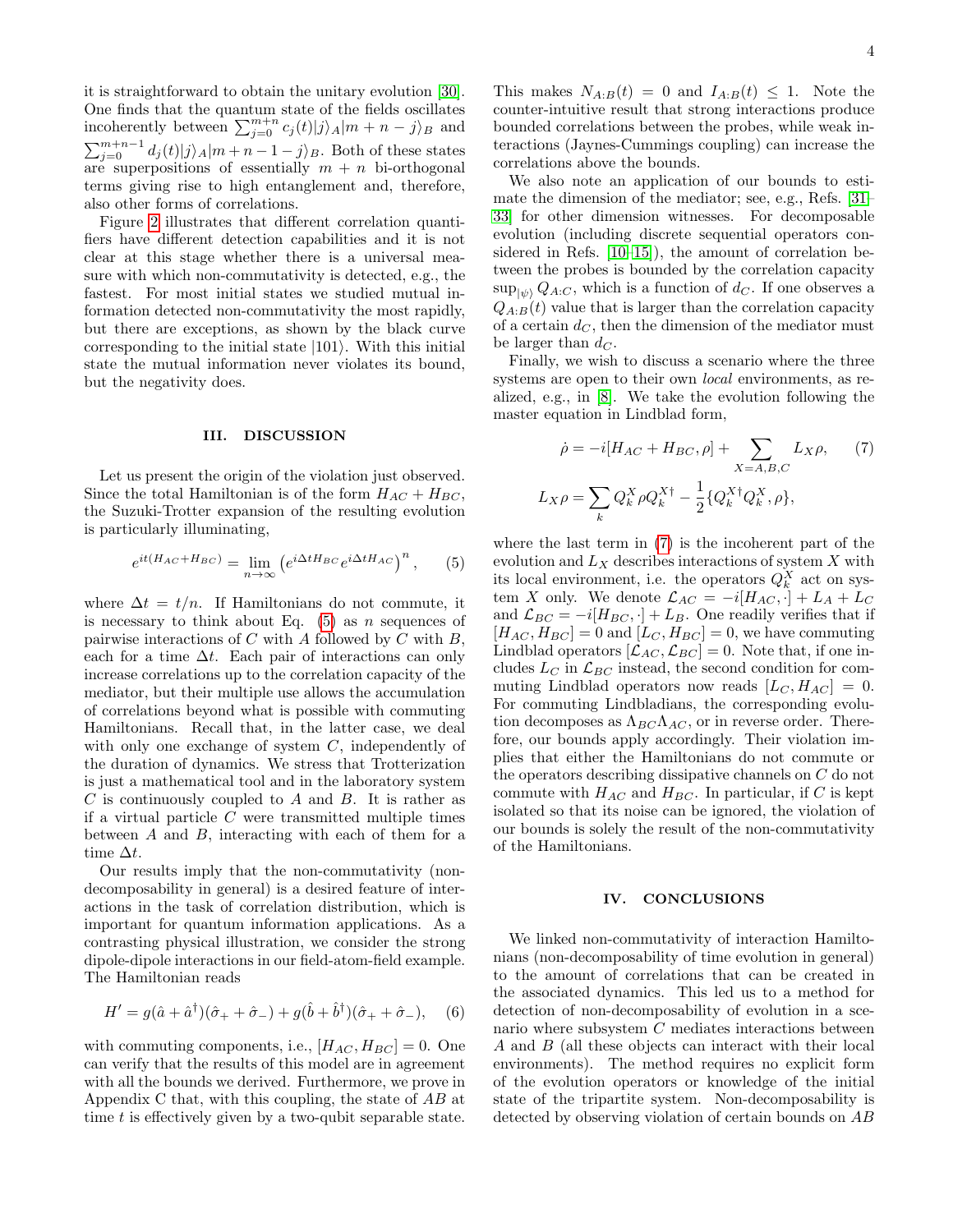it is straightforward to obtain the unitary evolution [30]. One finds that the quantum state of the fields oscillates incoherently between $\sum_{j=0}^{m+n} c_j(t)|j\rangle_A|m+n-j\rangle_B$ and $\sum_{j=0}^{m+n-1} d_j(t)|j\rangle_A|m+n-1-j\rangle_B$. Both of these states are superpositions of essentially $m+n$ bi-orthogonal terms giving rise to high entanglement and, therefore, also other forms of correlations.

Figure 2 illustrates that different correlation quantifiers have different detection capabilities and it is not clear at this stage whether there is a universal measure with which non-commutativity is detected, e.g., the fastest. For most initial states we studied mutual information detected non-commutativity the most rapidly, but there are exceptions, as shown by the black curve corresponding to the initial state $|101\rangle$. With this initial state the mutual information never violates its bound, but the negativity does.

## III. DISCUSSION

Let us present the origin of the violation just observed. Since the total Hamiltonian is of the form $H_{AC} + H_{BC}$, the Suzuki-Trotter expansion of the resulting evolution is particularly illuminating,

$$e^{it(H_{AC}+H_{BC})} = \lim_{n\to\infty} \left(e^{i\Delta t H_{BC}} e^{i\Delta t H_{AC}}\right)^n, \qquad (5)$$

where $\Delta t = t/n$. If Hamiltonians do not commute, it is necessary to think about Eq. (5) as $n$ sequences of pairwise interactions of $C$ with $A$ followed by $C$ with $B$, each for a time $\Delta t$. Each pair of interactions can only increase correlations up to the correlation capacity of the mediator, but their multiple use allows the accumulation of correlations beyond what is possible with commuting Hamiltonians. Recall that, in the latter case, we deal with only one exchange of system $C$, independently of the duration of dynamics. We stress that Trotterization is just a mathematical tool and in the laboratory system $C$ is continuously coupled to $A$ and $B$. It is rather as if a virtual particle $C$ were transmitted multiple times between $A$ and $B$, interacting with each of them for a time $\Delta t$.

Our results imply that the non-commutativity (non-decomposability in general) is a desired feature of interactions in the task of correlation distribution, which is important for quantum information applications. As a contrasting physical illustration, we consider the strong dipole-dipole interactions in our field-atom-field example. The Hamiltonian reads

$$H' = g(\hat{a} + \hat{a}^\dagger)(\hat{\sigma}_+ + \hat{\sigma}_-) + g(\hat{b} + \hat{b}^\dagger)(\hat{\sigma}_+ + \hat{\sigma}_-), \qquad (6)$$

with commuting components, i.e., $[H_{AC}, H_{BC}] = 0$. One can verify that the results of this model are in agreement with all the bounds we derived. Furthermore, we prove in Appendix C that, with this coupling, the state of $AB$ at time $t$ is effectively given by a two-qubit separable state. This makes $N_{A:B}(t) = 0$ and $I_{A:B}(t) \leq 1$. Note the counter-intuitive result that strong interactions produce bounded correlations between the probes, while weak interactions (Jaynes-Cummings coupling) can increase the correlations above the bounds.

We also note an application of our bounds to estimate the dimension of the mediator; see, e.g., Refs. [31–33] for other dimension witnesses. For decomposable evolution (including discrete sequential operators considered in Refs. [10–15]), the amount of correlation between the probes is bounded by the correlation capacity $\sup_{|\psi\rangle} Q_{A:C}$, which is a function of $d_C$. If one observes a $Q_{A:B}(t)$ value that is larger than the correlation capacity of a certain $d_C$, then the dimension of the mediator must be larger than $d_C$.

Finally, we wish to discuss a scenario where the three systems are open to their own *local* environments, as realized, e.g., in [8]. We take the evolution following the master equation in Lindblad form,

$$\dot{\rho} = -i[H_{AC} + H_{BC}, \rho] + \sum_{X=A,B,C} L_X \rho, \qquad (7)$$

$$L_X \rho = \sum_k Q_k^X \rho Q_k^{X\dagger} - \frac{1}{2}\{Q_k^{X\dagger} Q_k^X, \rho\},$$

where the last term in (7) is the incoherent part of the evolution and $L_X$ describes interactions of system $X$ with its local environment, i.e. the operators $Q_k^X$ act on system $X$ only. We denote $\mathcal{L}_{AC} = -i[H_{AC}, \cdot] + L_A + L_C$ and $\mathcal{L}_{BC} = -i[H_{BC}, \cdot] + L_B$. One readily verifies that if $[H_{AC}, H_{BC}] = 0$ and $[L_C, H_{BC}] = 0$, we have commuting Lindblad operators $[\mathcal{L}_{AC}, \mathcal{L}_{BC}] = 0$. Note that, if one includes $L_C$ in $\mathcal{L}_{BC}$ instead, the second condition for commuting Lindblad operators now reads $[L_C, H_{AC}] = 0$. For commuting Lindbladians, the corresponding evolution decomposes as $\Lambda_{BC}\Lambda_{AC}$, or in reverse order. Therefore, our bounds apply accordingly. Their violation implies that either the Hamiltonians do not commute or the operators describing dissipative channels on $C$ do not commute with $H_{AC}$ and $H_{BC}$. In particular, if $C$ is kept isolated so that its noise can be ignored, the violation of our bounds is solely the result of the non-commutativity of the Hamiltonians.

## IV. CONCLUSIONS

We linked non-commutativity of interaction Hamiltonians (non-decomposability of time evolution in general) to the amount of correlations that can be created in the associated dynamics. This led us to a method for detection of non-decomposability of evolution in a scenario where subsystem $C$ mediates interactions between $A$ and $B$ (all these objects can interact with their local environments). The method requires no explicit form of the evolution operators or knowledge of the initial state of the tripartite system. Non-decomposability is detected by observing violation of certain bounds on $AB$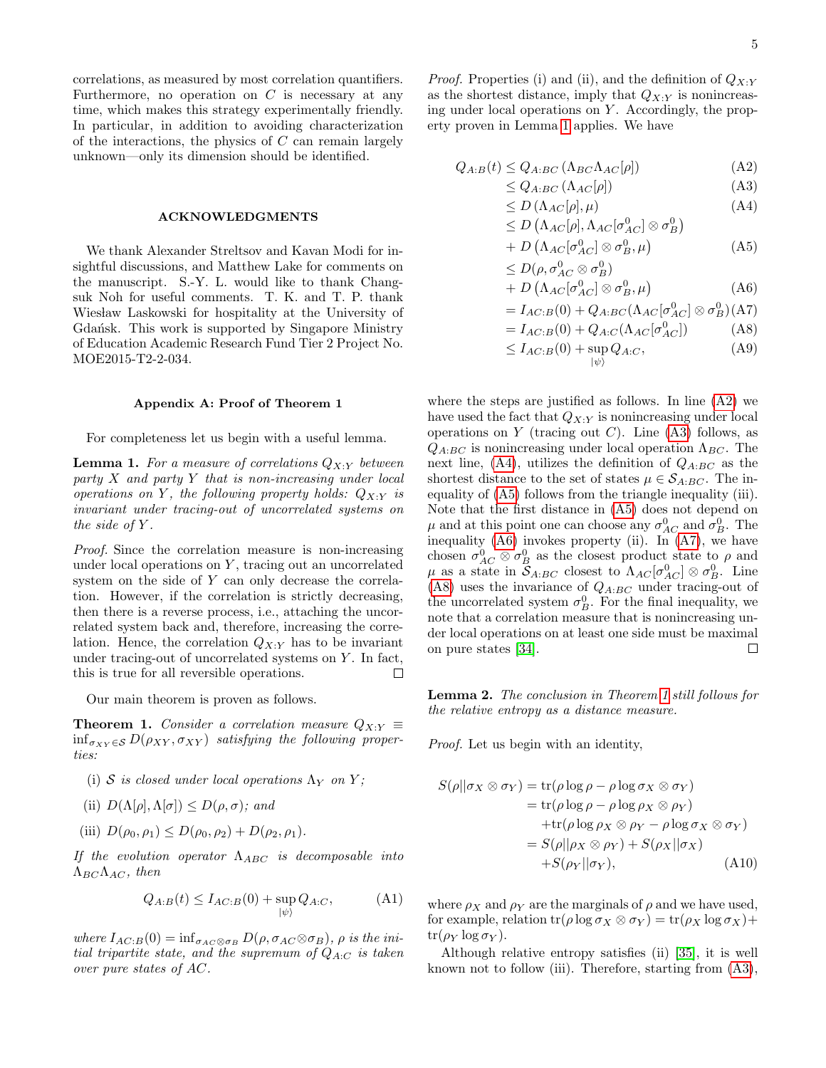correlations, as measured by most correlation quantifiers. Furthermore, no operation on $C$ is necessary at any time, which makes this strategy experimentally friendly. In particular, in addition to avoiding characterization of the interactions, the physics of $C$ can remain largely unknown—only its dimension should be identified.

## ACKNOWLEDGMENTS

We thank Alexander Streltsov and Kavan Modi for insightful discussions, and Matthew Lake for comments on the manuscript. S.-Y. L. would like to thank Changsuk Noh for useful comments. T. K. and T. P. thank Wiesław Laskowski for hospitality at the University of Gdańsk. This work is supported by Singapore Ministry of Education Academic Research Fund Tier 2 Project No. MOE2015-T2-2-034.

### Appendix A: Proof of Theorem 1

For completeness let us begin with a useful lemma.

**Lemma 1.** *For a measure of correlations $Q_{X:Y}$ between party $X$ and party $Y$ that is non-increasing under local operations on $Y$, the following property holds: $Q_{X:Y}$ is invariant under tracing-out of uncorrelated systems on the side of $Y$.*

*Proof.* Since the correlation measure is non-increasing under local operations on $Y$, tracing out an uncorrelated system on the side of $Y$ can only decrease the correlation. However, if the correlation is strictly decreasing, then there is a reverse process, i.e., attaching the uncorrelated system back and, therefore, increasing the correlation. Hence, the correlation $Q_{X:Y}$ has to be invariant under tracing-out of uncorrelated systems on $Y$. In fact, this is true for all reversible operations. □

Our main theorem is proven as follows.

**Theorem 1.** *Consider a correlation measure $Q_{X:Y} \equiv \inf_{\sigma_{XY}\in\mathcal{S}} D(\rho_{XY}, \sigma_{XY})$ satisfying the following properties:*

(i) *$\mathcal{S}$ is closed under local operations $\Lambda_Y$ on $Y$;*

(ii) *$D(\Lambda[\rho], \Lambda[\sigma]) \leq D(\rho, \sigma)$; and*

(iii) *$D(\rho_0, \rho_1) \leq D(\rho_0, \rho_2) + D(\rho_2, \rho_1)$.*

*If the evolution operator $\Lambda_{ABC}$ is decomposable into $\Lambda_{BC}\Lambda_{AC}$, then*

$$Q_{A:B}(t) \leq I_{AC:B}(0) + \sup_{|\psi\rangle} Q_{A:C}, \tag{A1}$$

*where $I_{AC:B}(0) = \inf_{\sigma_{AC}\otimes\sigma_B} D(\rho, \sigma_{AC}\otimes\sigma_B)$, $\rho$ is the initial tripartite state, and the supremum of $Q_{A:C}$ is taken over pure states of $AC$.*

*Proof.* Properties (i) and (ii), and the definition of $Q_{X:Y}$ as the shortest distance, imply that $Q_{X:Y}$ is nonincreasing under local operations on $Y$. Accordingly, the property proven in Lemma 1 applies. We have

$$\begin{aligned}
Q_{A:B}(t) &\leq Q_{A:BC}\left(\Lambda_{BC}\Lambda_{AC}[\rho]\right) && \text{(A2)}\\
&\leq Q_{A:BC}\left(\Lambda_{AC}[\rho]\right) && \text{(A3)}\\
&\leq D\left(\Lambda_{AC}[\rho], \mu\right) && \text{(A4)}\\
&\leq D\left(\Lambda_{AC}[\rho], \Lambda_{AC}[\sigma^0_{AC}]\otimes\sigma^0_B\right) \\
&\quad + D\left(\Lambda_{AC}[\sigma^0_{AC}]\otimes\sigma^0_B, \mu\right) && \text{(A5)}\\
&\leq D(\rho, \sigma^0_{AC}\otimes\sigma^0_B) \\
&\quad + D\left(\Lambda_{AC}[\sigma^0_{AC}]\otimes\sigma^0_B, \mu\right) && \text{(A6)}\\
&= I_{AC:B}(0) + Q_{A:BC}(\Lambda_{AC}[\sigma^0_{AC}]\otimes\sigma^0_B) && \text{(A7)}\\
&= I_{AC:B}(0) + Q_{A:C}(\Lambda_{AC}[\sigma^0_{AC}]) && \text{(A8)}\\
&\leq I_{AC:B}(0) + \sup_{|\psi\rangle} Q_{A:C}, && \text{(A9)}
\end{aligned}$$

where the steps are justified as follows. In line (A2) we have used the fact that $Q_{X:Y}$ is nonincreasing under local operations on $Y$ (tracing out $C$). Line (A3) follows, as $Q_{A:BC}$ is nonincreasing under local operation $\Lambda_{BC}$. The next line, (A4), utilizes the definition of $Q_{A:BC}$ as the shortest distance to the set of states $\mu \in \mathcal{S}_{A:BC}$. The inequality of (A5) follows from the triangle inequality (iii). Note that the first distance in (A5) does not depend on $\mu$ and at this point one can choose any $\sigma^0_{AC}$ and $\sigma^0_B$. The inequality (A6) invokes property (ii). In (A7), we have chosen $\sigma^0_{AC}\otimes\sigma^0_B$ as the closest product state to $\rho$ and $\mu$ as a state in $\mathcal{S}_{A:BC}$ closest to $\Lambda_{AC}[\sigma^0_{AC}]\otimes\sigma^0_B$. Line (A8) uses the invariance of $Q_{A:BC}$ under tracing-out of the uncorrelated system $\sigma^0_B$. For the final inequality, we note that a correlation measure that is nonincreasing under local operations on at least one side must be maximal on pure states [34]. □

**Lemma 2.** *The conclusion in Theorem 1 still follows for the relative entropy as a distance measure.*

*Proof.* Let us begin with an identity,

$$\begin{aligned}
S(\rho||\sigma_X\otimes\sigma_Y) &= \mathrm{tr}(\rho\log\rho - \rho\log\sigma_X\otimes\sigma_Y) \\
&= \mathrm{tr}(\rho\log\rho - \rho\log\rho_X\otimes\rho_Y) \\
&\quad + \mathrm{tr}(\rho\log\rho_X\otimes\rho_Y - \rho\log\sigma_X\otimes\sigma_Y) \\
&= S(\rho||\rho_X\otimes\rho_Y) + S(\rho_X||\sigma_X) \\
&\quad + S(\rho_Y||\sigma_Y),
\end{aligned} \tag{A10}$$

where $\rho_X$ and $\rho_Y$ are the marginals of $\rho$ and we have used, for example, relation $\mathrm{tr}(\rho\log\sigma_X\otimes\sigma_Y) = \mathrm{tr}(\rho_X\log\sigma_X) + \mathrm{tr}(\rho_Y\log\sigma_Y)$.

Although relative entropy satisfies (ii) [35], it is well known not to follow (iii). Therefore, starting from (A3),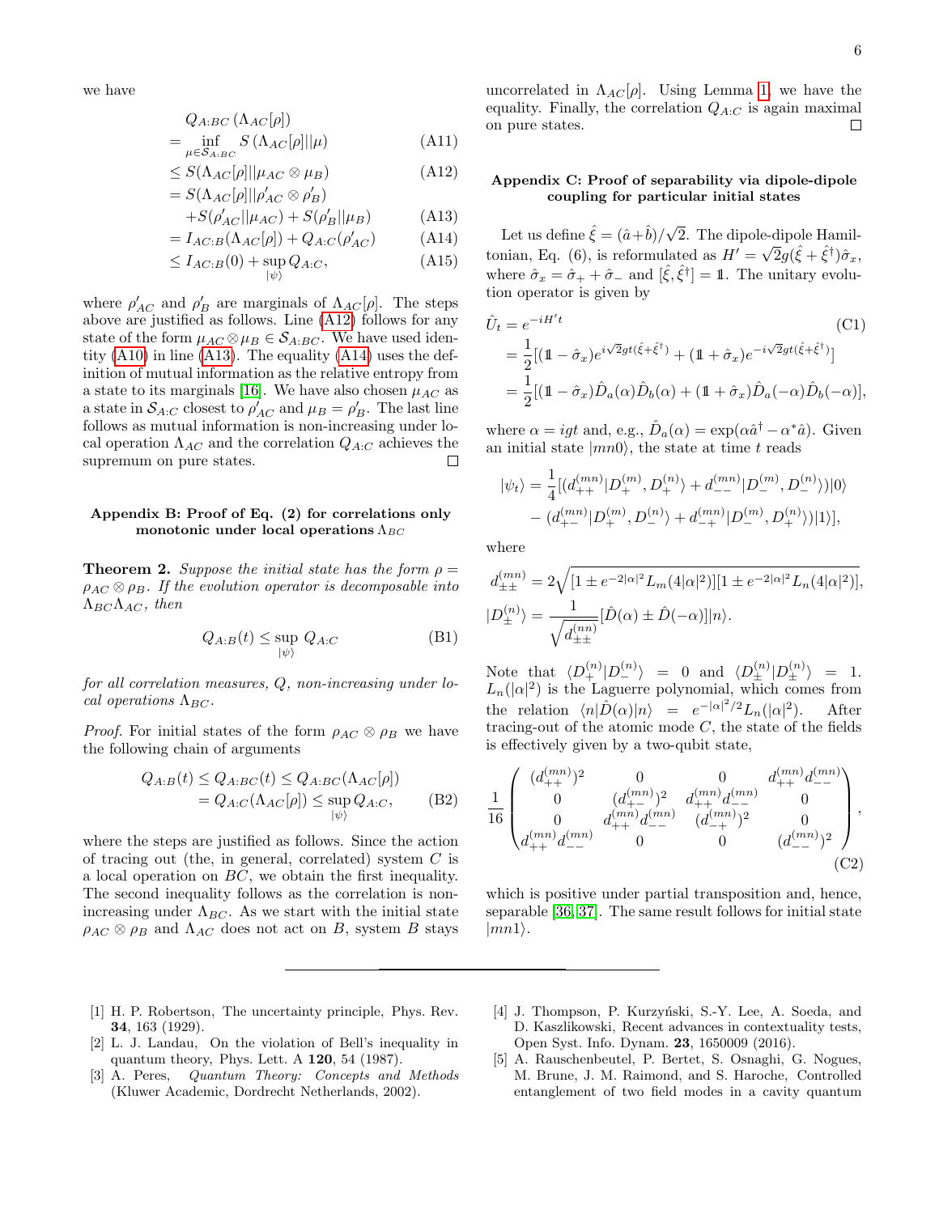we have

$$
\begin{aligned}
& Q_{A:BC}\left(\Lambda_{AC}[\rho]\right) \\
&= \inf_{\mu \in \mathcal{S}_{A:BC}} S\left(\Lambda_{AC}[\rho]||\mu\right) && \text{(A11)}\\
&\leq S(\Lambda_{AC}[\rho]||\mu_{AC}\otimes\mu_B) && \text{(A12)}\\
&= S(\Lambda_{AC}[\rho]||\rho'_{AC}\otimes\rho'_B) \\
&\quad + S(\rho'_{AC}||\mu_{AC}) + S(\rho'_B||\mu_B) && \text{(A13)}\\
&= I_{AC:B}(\Lambda_{AC}[\rho]) + Q_{A:C}(\rho'_{AC}) && \text{(A14)}\\
&\leq I_{AC:B}(0) + \sup_{|\psi\rangle} Q_{A:C}, && \text{(A15)}
\end{aligned}
$$

where $\rho'_{AC}$ and $\rho'_B$ are marginals of $\Lambda_{AC}[\rho]$. The steps above are justified as follows. Line (A12) follows for any state of the form $\mu_{AC}\otimes\mu_B \in \mathcal{S}_{A:BC}$. We have used identity (A10) in line (A13). The equality (A14) uses the definition of mutual information as the relative entropy from a state to its marginals [16]. We have also chosen $\mu_{AC}$ as a state in $\mathcal{S}_{A:C}$ closest to $\rho'_{AC}$ and $\mu_B = \rho'_B$. The last line follows as mutual information is non-increasing under local operation $\Lambda_{AC}$ and the correlation $Q_{A:C}$ achieves the supremum on pure states. □

## Appendix B: Proof of Eq. (2) for correlations only monotonic under local operations $\Lambda_{BC}$

**Theorem 2.** *Suppose the initial state has the form $\rho = \rho_{AC}\otimes\rho_B$. If the evolution operator is decomposable into $\Lambda_{BC}\Lambda_{AC}$, then*

$$
Q_{A:B}(t) \leq \sup_{|\psi\rangle} Q_{A:C} \tag{B1}
$$

*for all correlation measures, $Q$, non-increasing under local operations $\Lambda_{BC}$.*

*Proof.* For initial states of the form $\rho_{AC}\otimes\rho_B$ we have the following chain of arguments

$$
\begin{aligned}
Q_{A:B}(t) &\leq Q_{A:BC}(t) \leq Q_{A:BC}(\Lambda_{AC}[\rho]) \\
&= Q_{A:C}(\Lambda_{AC}[\rho]) \leq \sup_{|\psi\rangle} Q_{A:C},
\end{aligned} \tag{B2}
$$

where the steps are justified as follows. Since the action of tracing out (the, in general, correlated) system $C$ is a local operation on $BC$, we obtain the first inequality. The second inequality follows as the correlation is non-increasing under $\Lambda_{BC}$. As we start with the initial state $\rho_{AC}\otimes\rho_B$ and $\Lambda_{AC}$ does not act on $B$, system $B$ stays uncorrelated in $\Lambda_{AC}[\rho]$. Using Lemma 1, we have the equality. Finally, the correlation $Q_{A:C}$ is again maximal on pure states. □

## Appendix C: Proof of separability via dipole-dipole coupling for particular initial states

Let us define $\hat{\xi} = (\hat{a}+\hat{b})/\sqrt{2}$. The dipole-dipole Hamiltonian, Eq. (6), is reformulated as $H' = \sqrt{2}g(\hat{\xi}+\hat{\xi}^\dagger)\hat{\sigma}_x$, where $\hat{\sigma}_x = \hat{\sigma}_+ + \hat{\sigma}_-$ and $[\hat{\xi},\hat{\xi}^\dagger] = \mathbb{1}$. The unitary evolution operator is given by

$$
\begin{aligned}
\hat{U}_t &= e^{-iH't} \\
&= \frac{1}{2}[(\mathbb{1}-\hat{\sigma}_x)e^{i\sqrt{2}gt(\hat{\xi}+\hat{\xi}^\dagger)} + (\mathbb{1}+\hat{\sigma}_x)e^{-i\sqrt{2}gt(\hat{\xi}+\hat{\xi}^\dagger)}] \\
&= \frac{1}{2}[(\mathbb{1}-\hat{\sigma}_x)\hat{D}_a(\alpha)\hat{D}_b(\alpha) + (\mathbb{1}+\hat{\sigma}_x)\hat{D}_a(-\alpha)\hat{D}_b(-\alpha)],
\end{aligned} \tag{C1}
$$

where $\alpha = igt$ and, e.g., $\hat{D}_a(\alpha) = \exp(\alpha\hat{a}^\dagger - \alpha^*\hat{a})$. Given an initial state $|mn0\rangle$, the state at time $t$ reads

$$
\begin{aligned}
|\psi_t\rangle = \frac{1}{4}[&(d_{++}^{(mn)}|D_+^{(m)}, D_+^{(n)}\rangle + d_{--}^{(mn)}|D_-^{(m)}, D_-^{(n)}\rangle)|0\rangle \\
&- (d_{+-}^{(mn)}|D_+^{(m)}, D_-^{(n)}\rangle + d_{-+}^{(mn)}|D_-^{(m)}, D_+^{(n)}\rangle)|1\rangle],
\end{aligned}
$$

where

$$
\begin{aligned}
d_{\pm\pm}^{(mn)} &= 2\sqrt{[1\pm e^{-2|\alpha|^2}L_m(4|\alpha|^2)][1\pm e^{-2|\alpha|^2}L_n(4|\alpha|^2)]}, \\
|D_\pm^{(n)}\rangle &= \frac{1}{\sqrt{d_{\pm\pm}^{(nn)}}}[\hat{D}(\alpha)\pm\hat{D}(-\alpha)]|n\rangle.
\end{aligned}
$$

Note that $\langle D_+^{(n)}|D_-^{(n)}\rangle = 0$ and $\langle D_\pm^{(n)}|D_\pm^{(n)}\rangle = 1$. $L_n(|\alpha|^2)$ is the Laguerre polynomial, which comes from the relation $\langle n|\hat{D}(\alpha)|n\rangle = e^{-|\alpha|^2/2}L_n(|\alpha|^2)$. After tracing-out of the atomic mode $C$, the state of the fields is effectively given by a two-qubit state,

$$
\frac{1}{16}\begin{pmatrix}
(d_{++}^{(mn)})^2 & 0 & 0 & d_{++}^{(mn)}d_{--}^{(mn)} \\
0 & (d_{+-}^{(mn)})^2 & d_{++}^{(mn)}d_{--}^{(mn)} & 0 \\
0 & d_{++}^{(mn)}d_{--}^{(mn)} & (d_{-+}^{(mn)})^2 & 0 \\
d_{++}^{(mn)}d_{--}^{(mn)} & 0 & 0 & (d_{--}^{(mn)})^2
\end{pmatrix}, \tag{C2}
$$

which is positive under partial transposition and, hence, separable [36, 37]. The same result follows for initial state $|mn1\rangle$.

---

[1] H. P. Robertson, The uncertainty principle, Phys. Rev. **34**, 163 (1929).

[2] L. J. Landau, On the violation of Bell's inequality in quantum theory, Phys. Lett. A **120**, 54 (1987).

[3] A. Peres, *Quantum Theory: Concepts and Methods* (Kluwer Academic, Dordrecht Netherlands, 2002).

[4] J. Thompson, P. Kurzyński, S.-Y. Lee, A. Soeda, and D. Kaszlikowski, Recent advances in contextuality tests, Open Syst. Info. Dynam. **23**, 1650009 (2016).

[5] A. Rauschenbeutel, P. Bertet, S. Osnaghi, G. Nogues, M. Brune, J. M. Raimond, and S. Haroche, Controlled entanglement of two field modes in a cavity quantum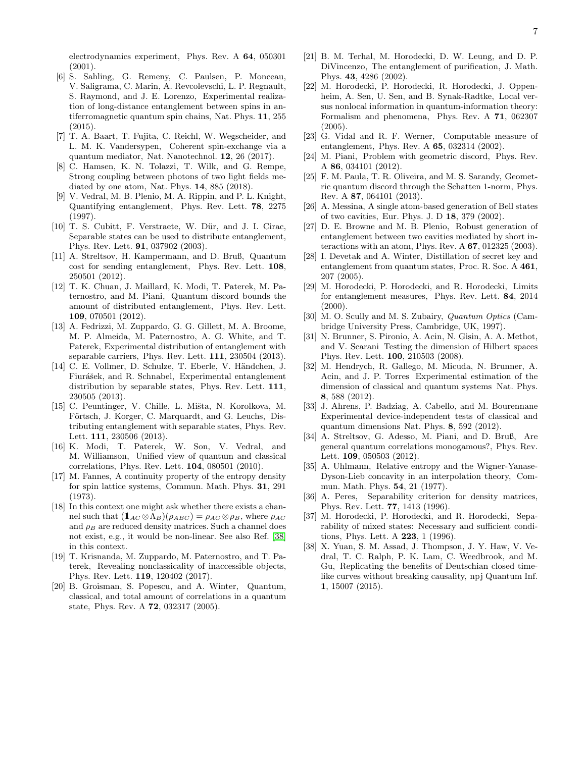electrodynamics experiment, Phys. Rev. A **64**, 050301 (2001).

[6] S. Sahling, G. Remeny, C. Paulsen, P. Monceau, V. Saligrama, C. Marin, A. Revcolevschi, L. P. Regnault, S. Raymond, and J. E. Lorenzo, Experimental realization of long-distance entanglement between spins in antiferromagnetic quantum spin chains, Nat. Phys. **11**, 255 (2015).

[7] T. A. Baart, T. Fujita, C. Reichl, W. Wegscheider, and L. M. K. Vandersypen, Coherent spin-exchange via a quantum mediator, Nat. Nanotechnol. **12**, 26 (2017).

[8] C. Hamsen, K. N. Tolazzi, T. Wilk, and G. Rempe, Strong coupling between photons of two light fields mediated by one atom, Nat. Phys. **14**, 885 (2018).

[9] V. Vedral, M. B. Plenio, M. A. Rippin, and P. L. Knight, Quantifying entanglement, Phys. Rev. Lett. **78**, 2275 (1997).

[10] T. S. Cubitt, F. Verstraete, W. Dür, and J. I. Cirac, Separable states can be used to distribute entanglement, Phys. Rev. Lett. **91**, 037902 (2003).

[11] A. Streltsov, H. Kampermann, and D. Bruß, Quantum cost for sending entanglement, Phys. Rev. Lett. **108**, 250501 (2012).

[12] T. K. Chuan, J. Maillard, K. Modi, T. Paterek, M. Paternostro, and M. Piani, Quantum discord bounds the amount of distributed entanglement, Phys. Rev. Lett. **109**, 070501 (2012).

[13] A. Fedrizzi, M. Zuppardo, G. G. Gillett, M. A. Broome, M. P. Almeida, M. Paternostro, A. G. White, and T. Paterek, Experimental distribution of entanglement with separable carriers, Phys. Rev. Lett. **111**, 230504 (2013).

[14] C. E. Vollmer, D. Schulze, T. Eberle, V. Händchen, J. Fiurášek, and R. Schnabel, Experimental entanglement distribution by separable states, Phys. Rev. Lett. **111**, 230505 (2013).

[15] C. Peuntinger, V. Chille, L. Mišta, N. Korolkova, M. Förtsch, J. Korger, C. Marquardt, and G. Leuchs, Distributing entanglement with separable states, Phys. Rev. Lett. **111**, 230506 (2013).

[16] K. Modi, T. Paterek, W. Son, V. Vedral, and M. Williamson, Unified view of quantum and classical correlations, Phys. Rev. Lett. **104**, 080501 (2010).

[17] M. Fannes, A continuity property of the entropy density for spin lattice systems, Commun. Math. Phys. **31**, 291 (1973).

[18] In this context one might ask whether there exists a channel such that $(\mathbb{1}_{AC} \otimes \Lambda_B)(\rho_{ABC}) = \rho_{AC} \otimes \rho_B$, where $\rho_{AC}$ and $\rho_B$ are reduced density matrices. Such a channel does not exist, e.g., it would be non-linear. See also Ref. [38] in this context.

[19] T. Krisnanda, M. Zuppardo, M. Paternostro, and T. Paterek, Revealing nonclassicality of inaccessible objects, Phys. Rev. Lett. **119**, 120402 (2017).

[20] B. Groisman, S. Popescu, and A. Winter, Quantum, classical, and total amount of correlations in a quantum state, Phys. Rev. A **72**, 032317 (2005).

[21] B. M. Terhal, M. Horodecki, D. W. Leung, and D. P. DiVincenzo, The entanglement of purification, J. Math. Phys. **43**, 4286 (2002).

[22] M. Horodecki, P. Horodecki, R. Horodecki, J. Oppenheim, A. Sen, U. Sen, and B. Synak-Radtke, Local versus nonlocal information in quantum-information theory: Formalism and phenomena, Phys. Rev. A **71**, 062307 (2005).

[23] G. Vidal and R. F. Werner, Computable measure of entanglement, Phys. Rev. A **65**, 032314 (2002).

[24] M. Piani, Problem with geometric discord, Phys. Rev. A **86**, 034101 (2012).

[25] F. M. Paula, T. R. Oliveira, and M. S. Sarandy, Geometric quantum discord through the Schatten 1-norm, Phys. Rev. A **87**, 064101 (2013).

[26] A. Messina, A single atom-based generation of Bell states of two cavities, Eur. Phys. J. D **18**, 379 (2002).

[27] D. E. Browne and M. B. Plenio, Robust generation of entanglement between two cavities mediated by short interactions with an atom, Phys. Rev. A **67**, 012325 (2003).

[28] I. Devetak and A. Winter, Distillation of secret key and entanglement from quantum states, Proc. R. Soc. A **461**, 207 (2005).

[29] M. Horodecki, P. Horodecki, and R. Horodecki, Limits for entanglement measures, Phys. Rev. Lett. **84**, 2014 (2000).

[30] M. O. Scully and M. S. Zubairy, *Quantum Optics* (Cambridge University Press, Cambridge, UK, 1997).

[31] N. Brunner, S. Pironio, A. Acin, N. Gisin, A. A. Methot, and V. Scarani Testing the dimension of Hilbert spaces Phys. Rev. Lett. **100**, 210503 (2008).

[32] M. Hendrych, R. Gallego, M. Micuda, N. Brunner, A. Acin, and J. P. Torres Experimental estimation of the dimension of classical and quantum systems Nat. Phys. **8**, 588 (2012).

[33] J. Ahrens, P. Badziag, A. Cabello, and M. Bourennane Experimental device-independent tests of classical and quantum dimensions Nat. Phys. **8**, 592 (2012).

[34] A. Streltsov, G. Adesso, M. Piani, and D. Bruß, Are general quantum correlations monogamous?, Phys. Rev. Lett. **109**, 050503 (2012).

[35] A. Uhlmann, Relative entropy and the Wigner-Yanase-Dyson-Lieb concavity in an interpolation theory, Commun. Math. Phys. **54**, 21 (1977).

[36] A. Peres, Separability criterion for density matrices, Phys. Rev. Lett. **77**, 1413 (1996).

[37] M. Horodecki, P. Horodecki, and R. Horodecki, Separability of mixed states: Necessary and sufficient conditions, Phys. Lett. A **223**, 1 (1996).

[38] X. Yuan, S. M. Assad, J. Thompson, J. Y. Haw, V. Vedral, T. C. Ralph, P. K. Lam, C. Weedbrook, and M. Gu, Replicating the benefits of Deutschian closed timelike curves without breaking causality, npj Quantum Inf. **1**, 15007 (2015).